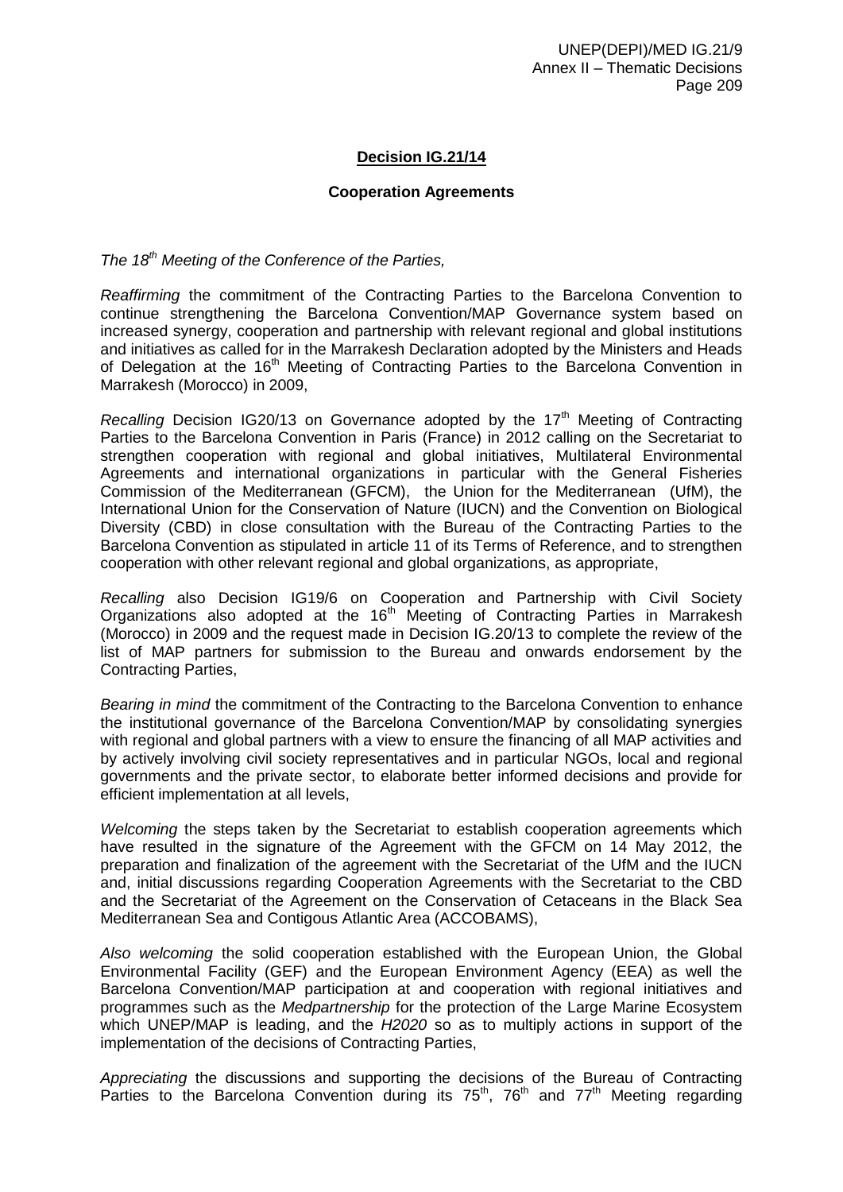**Decision IG.21/14**

**Cooperation Agreements**

*The 18th Meeting of the Conference of the Parties,*

*Reaffirming* the commitment of the Contracting Parties to the Barcelona Convention to continue strengthening the Barcelona Convention/MAP Governance system based on increased synergy, cooperation and partnership with relevant regional and global institutions and initiatives as called for in the Marrakesh Declaration adopted by the Ministers and Heads of Delegation at the 16th Meeting of Contracting Parties to the Barcelona Convention in Marrakesh (Morocco) in 2009,

*Recalling* Decision IG20/13 on Governance adopted by the 17th Meeting of Contracting Parties to the Barcelona Convention in Paris (France) in 2012 calling on the Secretariat to strengthen cooperation with regional and global initiatives, Multilateral Environmental Agreements and international organizations in particular with the General Fisheries Commission of the Mediterranean (GFCM), the Union for the Mediterranean (UfM), the International Union for the Conservation of Nature (IUCN) and the Convention on Biological Diversity (CBD) in close consultation with the Bureau of the Contracting Parties to the Barcelona Convention as stipulated in article 11 of its Terms of Reference, and to strengthen cooperation with other relevant regional and global organizations, as appropriate,

*Recalling* also Decision IG19/6 on Cooperation and Partnership with Civil Society Organizations also adopted at the 16th Meeting of Contracting Parties in Marrakesh (Morocco) in 2009 and the request made in Decision IG.20/13 to complete the review of the list of MAP partners for submission to the Bureau and onwards endorsement by the Contracting Parties,

*Bearing in mind* the commitment of the Contracting to the Barcelona Convention to enhance the institutional governance of the Barcelona Convention/MAP by consolidating synergies with regional and global partners with a view to ensure the financing of all MAP activities and by actively involving civil society representatives and in particular NGOs, local and regional governments and the private sector, to elaborate better informed decisions and provide for efficient implementation at all levels,

*Welcoming* the steps taken by the Secretariat to establish cooperation agreements which have resulted in the signature of the Agreement with the GFCM on 14 May 2012, the preparation and finalization of the agreement with the Secretariat of the UfM and the IUCN and, initial discussions regarding Cooperation Agreements with the Secretariat to the CBD and the Secretariat of the Agreement on the Conservation of Cetaceans in the Black Sea Mediterranean Sea and Contigous Atlantic Area (ACCOBAMS),

*Also welcoming* the solid cooperation established with the European Union, the Global Environmental Facility (GEF) and the European Environment Agency (EEA) as well the Barcelona Convention/MAP participation at and cooperation with regional initiatives and programmes such as the *Medpartnership* for the protection of the Large Marine Ecosystem which UNEP/MAP is leading, and the *H2020* so as to multiply actions in support of the implementation of the decisions of Contracting Parties,

*Appreciating* the discussions and supporting the decisions of the Bureau of Contracting Parties to the Barcelona Convention during its 75th, 76th and 77th Meeting regarding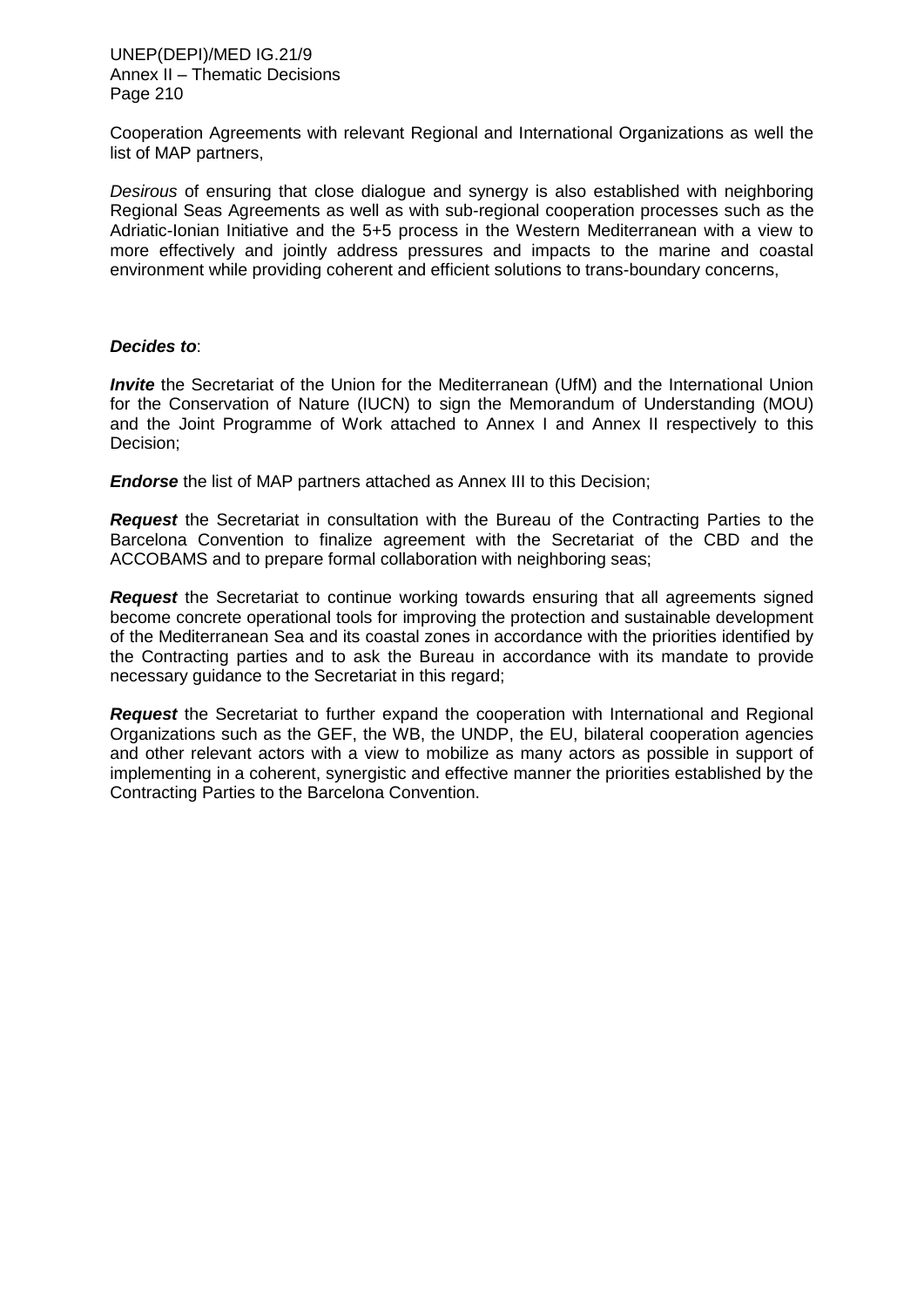Cooperation Agreements with relevant Regional and International Organizations as well the list of MAP partners,

*Desirous* of ensuring that close dialogue and synergy is also established with neighboring Regional Seas Agreements as well as with sub-regional cooperation processes such as the Adriatic-Ionian Initiative and the 5+5 process in the Western Mediterranean with a view to more effectively and jointly address pressures and impacts to the marine and coastal environment while providing coherent and efficient solutions to trans-boundary concerns,

***Decides to***:

***Invite*** the Secretariat of the Union for the Mediterranean (UfM) and the International Union for the Conservation of Nature (IUCN) to sign the Memorandum of Understanding (MOU) and the Joint Programme of Work attached to Annex I and Annex II respectively to this Decision;

***Endorse*** the list of MAP partners attached as Annex III to this Decision;

***Request*** the Secretariat in consultation with the Bureau of the Contracting Parties to the Barcelona Convention to finalize agreement with the Secretariat of the CBD and the ACCOBAMS and to prepare formal collaboration with neighboring seas;

***Request*** the Secretariat to continue working towards ensuring that all agreements signed become concrete operational tools for improving the protection and sustainable development of the Mediterranean Sea and its coastal zones in accordance with the priorities identified by the Contracting parties and to ask the Bureau in accordance with its mandate to provide necessary guidance to the Secretariat in this regard;

***Request*** the Secretariat to further expand the cooperation with International and Regional Organizations such as the GEF, the WB, the UNDP, the EU, bilateral cooperation agencies and other relevant actors with a view to mobilize as many actors as possible in support of implementing in a coherent, synergistic and effective manner the priorities established by the Contracting Parties to the Barcelona Convention.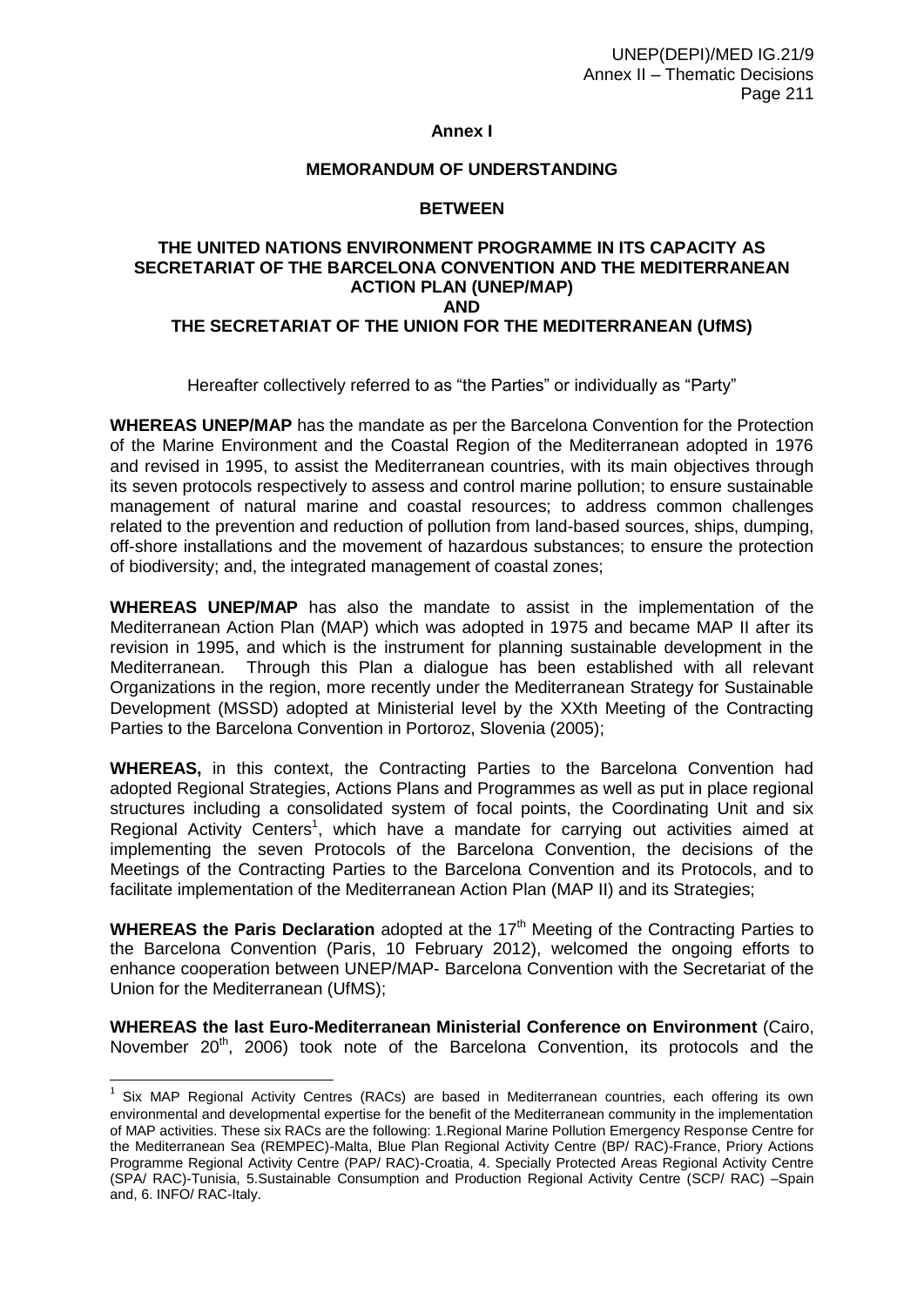**Annex I**

**MEMORANDUM OF UNDERSTANDING**

**BETWEEN**

**THE UNITED NATIONS ENVIRONMENT PROGRAMME IN ITS CAPACITY AS SECRETARIAT OF THE BARCELONA CONVENTION AND THE MEDITERRANEAN ACTION PLAN (UNEP/MAP)**
**AND**
**THE SECRETARIAT OF THE UNION FOR THE MEDITERRANEAN (UfMS)**

Hereafter collectively referred to as "the Parties" or individually as "Party"

**WHEREAS UNEP/MAP** has the mandate as per the Barcelona Convention for the Protection of the Marine Environment and the Coastal Region of the Mediterranean adopted in 1976 and revised in 1995, to assist the Mediterranean countries, with its main objectives through its seven protocols respectively to assess and control marine pollution; to ensure sustainable management of natural marine and coastal resources; to address common challenges related to the prevention and reduction of pollution from land-based sources, ships, dumping, off-shore installations and the movement of hazardous substances; to ensure the protection of biodiversity; and, the integrated management of coastal zones;

**WHEREAS UNEP/MAP** has also the mandate to assist in the implementation of the Mediterranean Action Plan (MAP) which was adopted in 1975 and became MAP II after its revision in 1995, and which is the instrument for planning sustainable development in the Mediterranean. Through this Plan a dialogue has been established with all relevant Organizations in the region, more recently under the Mediterranean Strategy for Sustainable Development (MSSD) adopted at Ministerial level by the XXth Meeting of the Contracting Parties to the Barcelona Convention in Portoroz, Slovenia (2005);

**WHEREAS,** in this context, the Contracting Parties to the Barcelona Convention had adopted Regional Strategies, Actions Plans and Programmes as well as put in place regional structures including a consolidated system of focal points, the Coordinating Unit and six Regional Activity Centers[1], which have a mandate for carrying out activities aimed at implementing the seven Protocols of the Barcelona Convention, the decisions of the Meetings of the Contracting Parties to the Barcelona Convention and its Protocols, and to facilitate implementation of the Mediterranean Action Plan (MAP II) and its Strategies;

**WHEREAS the Paris Declaration** adopted at the 17th Meeting of the Contracting Parties to the Barcelona Convention (Paris, 10 February 2012), welcomed the ongoing efforts to enhance cooperation between UNEP/MAP- Barcelona Convention with the Secretariat of the Union for the Mediterranean (UfMS);

**WHEREAS the last Euro-Mediterranean Ministerial Conference on Environment** (Cairo, November 20th, 2006) took note of the Barcelona Convention, its protocols and the

[1] Six MAP Regional Activity Centres (RACs) are based in Mediterranean countries, each offering its own environmental and developmental expertise for the benefit of the Mediterranean community in the implementation of MAP activities. These six RACs are the following: 1.Regional Marine Pollution Emergency Response Centre for the Mediterranean Sea (REMPEC)-Malta, Blue Plan Regional Activity Centre (BP/ RAC)-France, Priory Actions Programme Regional Activity Centre (PAP/ RAC)-Croatia, 4. Specially Protected Areas Regional Activity Centre (SPA/ RAC)-Tunisia, 5.Sustainable Consumption and Production Regional Activity Centre (SCP/ RAC) –Spain and, 6. INFO/ RAC-Italy.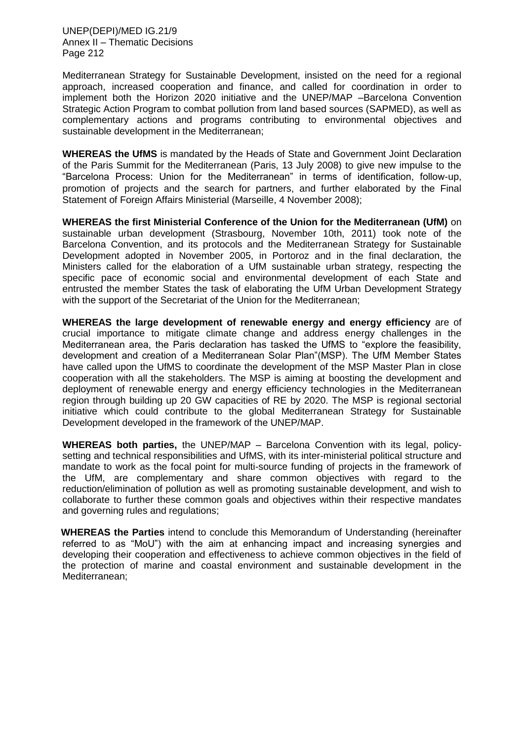Mediterranean Strategy for Sustainable Development, insisted on the need for a regional approach, increased cooperation and finance, and called for coordination in order to implement both the Horizon 2020 initiative and the UNEP/MAP –Barcelona Convention Strategic Action Program to combat pollution from land based sources (SAPMED), as well as complementary actions and programs contributing to environmental objectives and sustainable development in the Mediterranean;

**WHEREAS the UfMS** is mandated by the Heads of State and Government Joint Declaration of the Paris Summit for the Mediterranean (Paris, 13 July 2008) to give new impulse to the "Barcelona Process: Union for the Mediterranean" in terms of identification, follow-up, promotion of projects and the search for partners, and further elaborated by the Final Statement of Foreign Affairs Ministerial (Marseille, 4 November 2008);

**WHEREAS the first Ministerial Conference of the Union for the Mediterranean (UfM)** on sustainable urban development (Strasbourg, November 10th, 2011) took note of the Barcelona Convention, and its protocols and the Mediterranean Strategy for Sustainable Development adopted in November 2005, in Portoroz and in the final declaration, the Ministers called for the elaboration of a UfM sustainable urban strategy, respecting the specific pace of economic social and environmental development of each State and entrusted the member States the task of elaborating the UfM Urban Development Strategy with the support of the Secretariat of the Union for the Mediterranean;

**WHEREAS the large development of renewable energy and energy efficiency** are of crucial importance to mitigate climate change and address energy challenges in the Mediterranean area, the Paris declaration has tasked the UfMS to "explore the feasibility, development and creation of a Mediterranean Solar Plan"(MSP). The UfM Member States have called upon the UfMS to coordinate the development of the MSP Master Plan in close cooperation with all the stakeholders. The MSP is aiming at boosting the development and deployment of renewable energy and energy efficiency technologies in the Mediterranean region through building up 20 GW capacities of RE by 2020. The MSP is regional sectorial initiative which could contribute to the global Mediterranean Strategy for Sustainable Development developed in the framework of the UNEP/MAP.

**WHEREAS both parties,** the UNEP/MAP – Barcelona Convention with its legal, policy-setting and technical responsibilities and UfMS, with its inter-ministerial political structure and mandate to work as the focal point for multi-source funding of projects in the framework of the UfM, are complementary and share common objectives with regard to the reduction/elimination of pollution as well as promoting sustainable development, and wish to collaborate to further these common goals and objectives within their respective mandates and governing rules and regulations;

**WHEREAS the Parties** intend to conclude this Memorandum of Understanding (hereinafter referred to as "MoU") with the aim at enhancing impact and increasing synergies and developing their cooperation and effectiveness to achieve common objectives in the field of the protection of marine and coastal environment and sustainable development in the Mediterranean;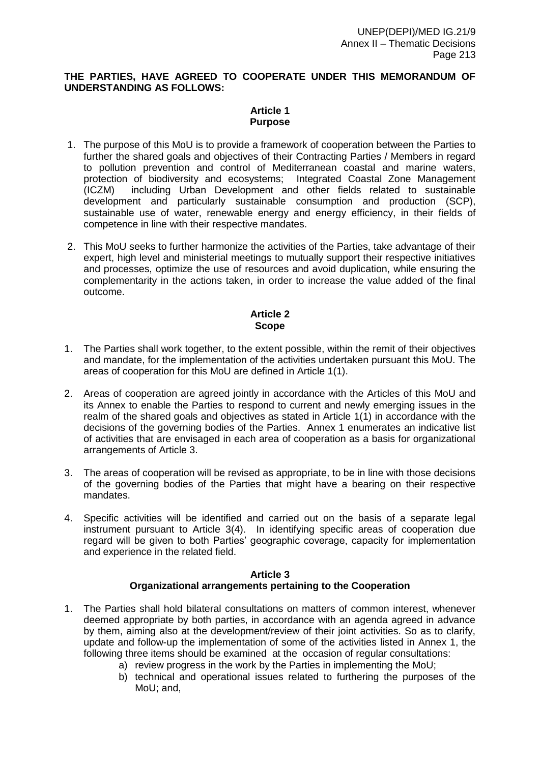**THE PARTIES, HAVE AGREED TO COOPERATE UNDER THIS MEMORANDUM OF UNDERSTANDING AS FOLLOWS:**

**Article 1**
**Purpose**

1. The purpose of this MoU is to provide a framework of cooperation between the Parties to further the shared goals and objectives of their Contracting Parties / Members in regard to pollution prevention and control of Mediterranean coastal and marine waters, protection of biodiversity and ecosystems; Integrated Coastal Zone Management (ICZM) including Urban Development and other fields related to sustainable development and particularly sustainable consumption and production (SCP), sustainable use of water, renewable energy and energy efficiency, in their fields of competence in line with their respective mandates.

2. This MoU seeks to further harmonize the activities of the Parties, take advantage of their expert, high level and ministerial meetings to mutually support their respective initiatives and processes, optimize the use of resources and avoid duplication, while ensuring the complementarity in the actions taken, in order to increase the value added of the final outcome.

**Article 2**
**Scope**

1. The Parties shall work together, to the extent possible, within the remit of their objectives and mandate, for the implementation of the activities undertaken pursuant this MoU. The areas of cooperation for this MoU are defined in Article 1(1).

2. Areas of cooperation are agreed jointly in accordance with the Articles of this MoU and its Annex to enable the Parties to respond to current and newly emerging issues in the realm of the shared goals and objectives as stated in Article 1(1) in accordance with the decisions of the governing bodies of the Parties. Annex 1 enumerates an indicative list of activities that are envisaged in each area of cooperation as a basis for organizational arrangements of Article 3.

3. The areas of cooperation will be revised as appropriate, to be in line with those decisions of the governing bodies of the Parties that might have a bearing on their respective mandates.

4. Specific activities will be identified and carried out on the basis of a separate legal instrument pursuant to Article 3(4). In identifying specific areas of cooperation due regard will be given to both Parties' geographic coverage, capacity for implementation and experience in the related field.

**Article 3**
**Organizational arrangements pertaining to the Cooperation**

1. The Parties shall hold bilateral consultations on matters of common interest, whenever deemed appropriate by both parties, in accordance with an agenda agreed in advance by them, aiming also at the development/review of their joint activities. So as to clarify, update and follow-up the implementation of some of the activities listed in Annex 1, the following three items should be examined at the occasion of regular consultations:
   a) review progress in the work by the Parties in implementing the MoU;
   b) technical and operational issues related to furthering the purposes of the MoU; and,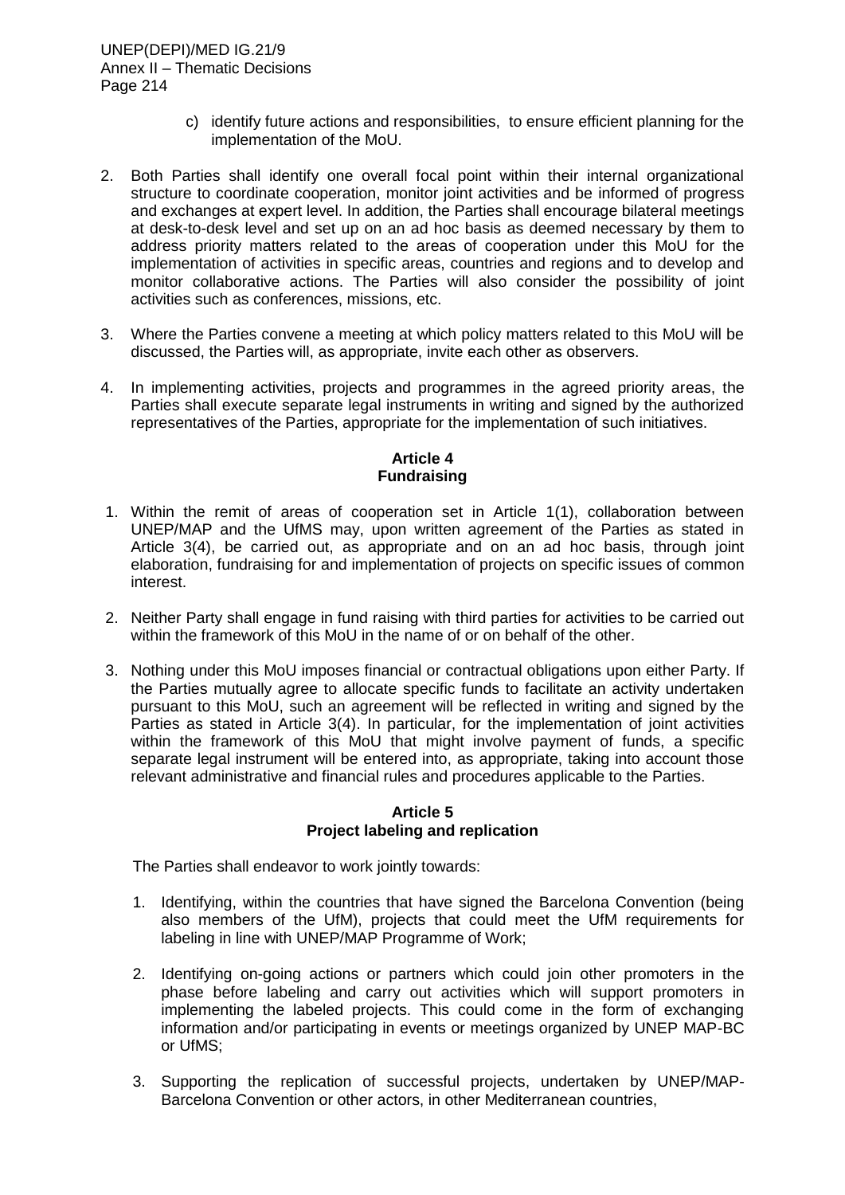c) identify future actions and responsibilities, to ensure efficient planning for the implementation of the MoU.

2. Both Parties shall identify one overall focal point within their internal organizational structure to coordinate cooperation, monitor joint activities and be informed of progress and exchanges at expert level. In addition, the Parties shall encourage bilateral meetings at desk-to-desk level and set up on an ad hoc basis as deemed necessary by them to address priority matters related to the areas of cooperation under this MoU for the implementation of activities in specific areas, countries and regions and to develop and monitor collaborative actions. The Parties will also consider the possibility of joint activities such as conferences, missions, etc.

3. Where the Parties convene a meeting at which policy matters related to this MoU will be discussed, the Parties will, as appropriate, invite each other as observers.

4. In implementing activities, projects and programmes in the agreed priority areas, the Parties shall execute separate legal instruments in writing and signed by the authorized representatives of the Parties, appropriate for the implementation of such initiatives.

**Article 4**
**Fundraising**

1. Within the remit of areas of cooperation set in Article 1(1), collaboration between UNEP/MAP and the UfMS may, upon written agreement of the Parties as stated in Article 3(4), be carried out, as appropriate and on an ad hoc basis, through joint elaboration, fundraising for and implementation of projects on specific issues of common interest.

2. Neither Party shall engage in fund raising with third parties for activities to be carried out within the framework of this MoU in the name of or on behalf of the other.

3. Nothing under this MoU imposes financial or contractual obligations upon either Party. If the Parties mutually agree to allocate specific funds to facilitate an activity undertaken pursuant to this MoU, such an agreement will be reflected in writing and signed by the Parties as stated in Article 3(4). In particular, for the implementation of joint activities within the framework of this MoU that might involve payment of funds, a specific separate legal instrument will be entered into, as appropriate, taking into account those relevant administrative and financial rules and procedures applicable to the Parties.

**Article 5**
**Project labeling and replication**

The Parties shall endeavor to work jointly towards:

1. Identifying, within the countries that have signed the Barcelona Convention (being also members of the UfM), projects that could meet the UfM requirements for labeling in line with UNEP/MAP Programme of Work;

2. Identifying on-going actions or partners which could join other promoters in the phase before labeling and carry out activities which will support promoters in implementing the labeled projects. This could come in the form of exchanging information and/or participating in events or meetings organized by UNEP MAP-BC or UfMS;

3. Supporting the replication of successful projects, undertaken by UNEP/MAP-Barcelona Convention or other actors, in other Mediterranean countries,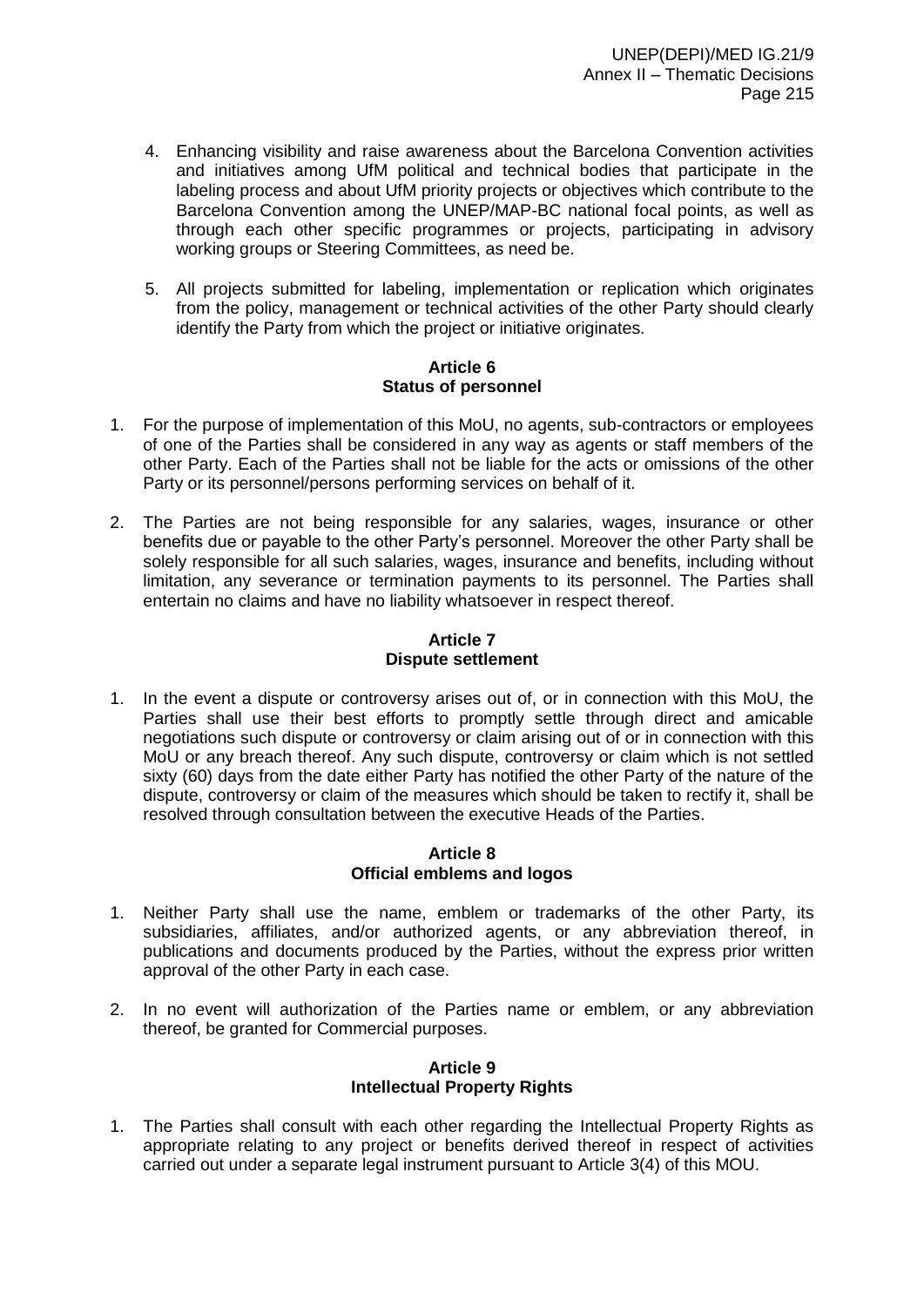4. Enhancing visibility and raise awareness about the Barcelona Convention activities and initiatives among UfM political and technical bodies that participate in the labeling process and about UfM priority projects or objectives which contribute to the Barcelona Convention among the UNEP/MAP-BC national focal points, as well as through each other specific programmes or projects, participating in advisory working groups or Steering Committees, as need be.

5. All projects submitted for labeling, implementation or replication which originates from the policy, management or technical activities of the other Party should clearly identify the Party from which the project or initiative originates.

**Article 6**
**Status of personnel**

1. For the purpose of implementation of this MoU, no agents, sub-contractors or employees of one of the Parties shall be considered in any way as agents or staff members of the other Party. Each of the Parties shall not be liable for the acts or omissions of the other Party or its personnel/persons performing services on behalf of it.

2. The Parties are not being responsible for any salaries, wages, insurance or other benefits due or payable to the other Party's personnel. Moreover the other Party shall be solely responsible for all such salaries, wages, insurance and benefits, including without limitation, any severance or termination payments to its personnel. The Parties shall entertain no claims and have no liability whatsoever in respect thereof.

**Article 7**
**Dispute settlement**

1. In the event a dispute or controversy arises out of, or in connection with this MoU, the Parties shall use their best efforts to promptly settle through direct and amicable negotiations such dispute or controversy or claim arising out of or in connection with this MoU or any breach thereof. Any such dispute, controversy or claim which is not settled sixty (60) days from the date either Party has notified the other Party of the nature of the dispute, controversy or claim of the measures which should be taken to rectify it, shall be resolved through consultation between the executive Heads of the Parties.

**Article 8**
**Official emblems and logos**

1. Neither Party shall use the name, emblem or trademarks of the other Party, its subsidiaries, affiliates, and/or authorized agents, or any abbreviation thereof, in publications and documents produced by the Parties, without the express prior written approval of the other Party in each case.

2. In no event will authorization of the Parties name or emblem, or any abbreviation thereof, be granted for Commercial purposes.

**Article 9**
**Intellectual Property Rights**

1. The Parties shall consult with each other regarding the Intellectual Property Rights as appropriate relating to any project or benefits derived thereof in respect of activities carried out under a separate legal instrument pursuant to Article 3(4) of this MOU.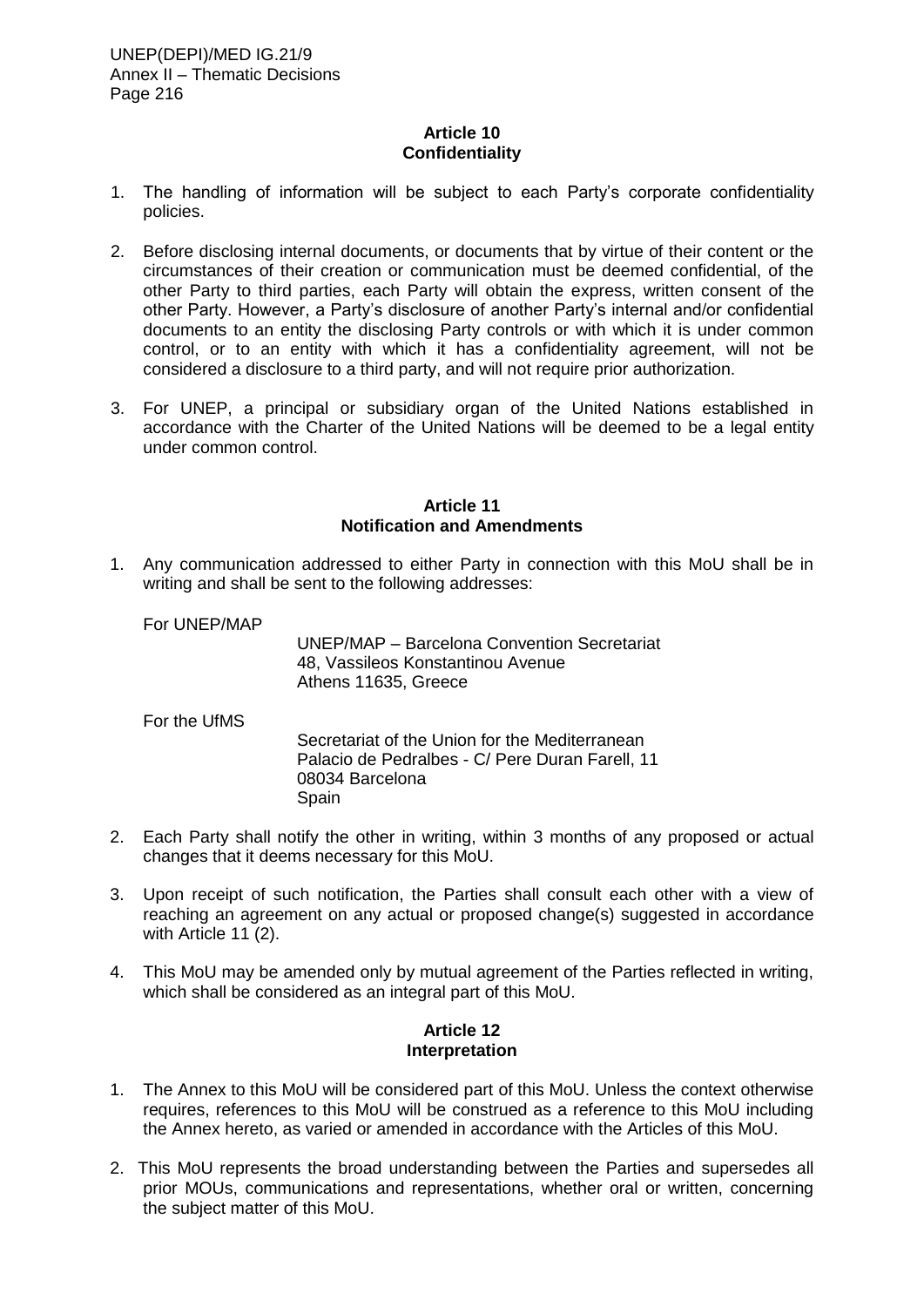**Article 10**
**Confidentiality**

1. The handling of information will be subject to each Party's corporate confidentiality policies.

2. Before disclosing internal documents, or documents that by virtue of their content or the circumstances of their creation or communication must be deemed confidential, of the other Party to third parties, each Party will obtain the express, written consent of the other Party. However, a Party's disclosure of another Party's internal and/or confidential documents to an entity the disclosing Party controls or with which it is under common control, or to an entity with which it has a confidentiality agreement, will not be considered a disclosure to a third party, and will not require prior authorization.

3. For UNEP, a principal or subsidiary organ of the United Nations established in accordance with the Charter of the United Nations will be deemed to be a legal entity under common control.

**Article 11**
**Notification and Amendments**

1. Any communication addressed to either Party in connection with this MoU shall be in writing and shall be sent to the following addresses:

   For UNEP/MAP

   UNEP/MAP – Barcelona Convention Secretariat
   48, Vassileos Konstantinou Avenue
   Athens 11635, Greece

   For the UfMS

   Secretariat of the Union for the Mediterranean
   Palacio de Pedralbes - C/ Pere Duran Farell, 11
   08034 Barcelona
   Spain

2. Each Party shall notify the other in writing, within 3 months of any proposed or actual changes that it deems necessary for this MoU.

3. Upon receipt of such notification, the Parties shall consult each other with a view of reaching an agreement on any actual or proposed change(s) suggested in accordance with Article 11 (2).

4. This MoU may be amended only by mutual agreement of the Parties reflected in writing, which shall be considered as an integral part of this MoU.

**Article 12**
**Interpretation**

1. The Annex to this MoU will be considered part of this MoU. Unless the context otherwise requires, references to this MoU will be construed as a reference to this MoU including the Annex hereto, as varied or amended in accordance with the Articles of this MoU.

2. This MoU represents the broad understanding between the Parties and supersedes all prior MOUs, communications and representations, whether oral or written, concerning the subject matter of this MoU.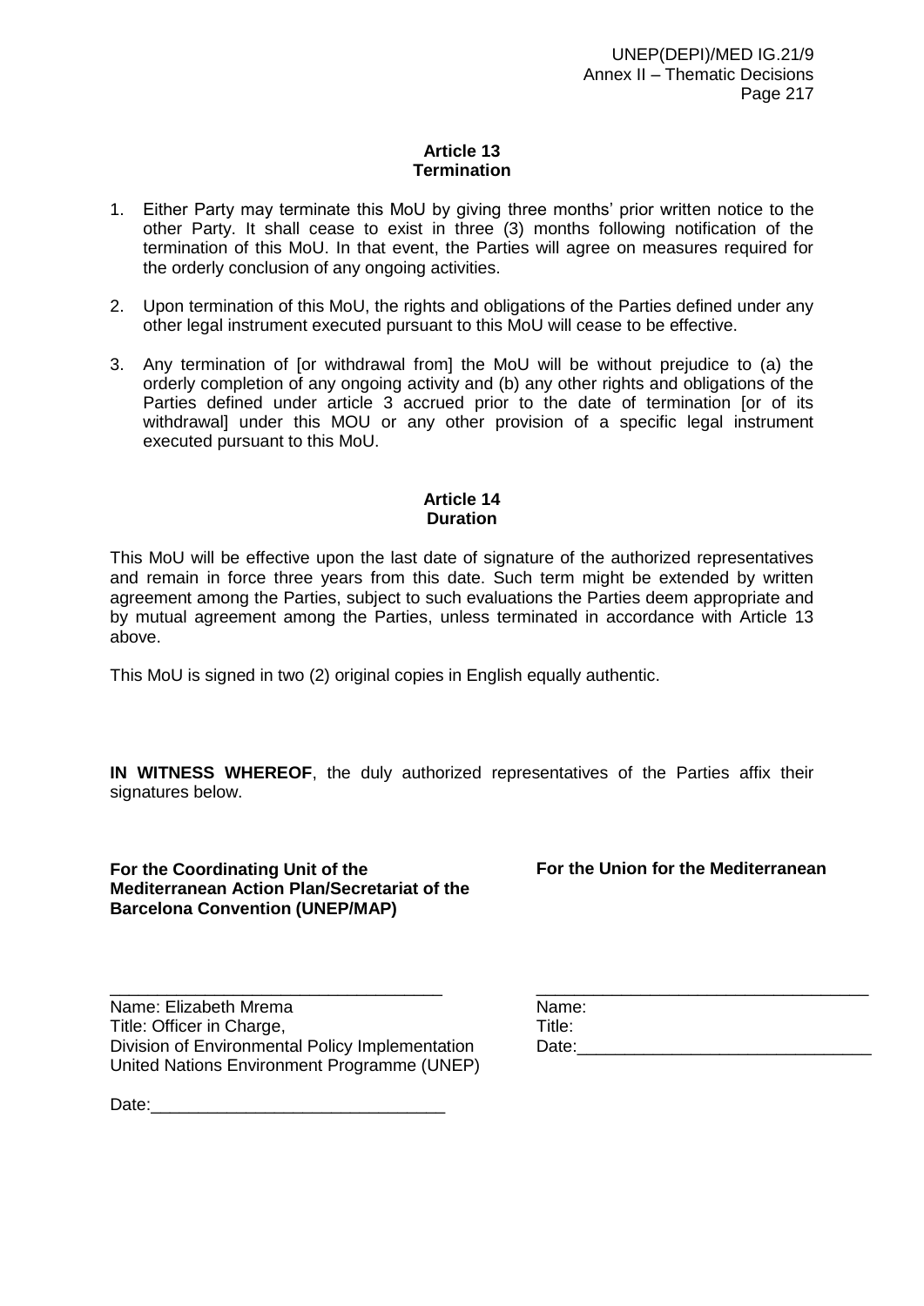**Article 13**
**Termination**

1. Either Party may terminate this MoU by giving three months' prior written notice to the other Party. It shall cease to exist in three (3) months following notification of the termination of this MoU. In that event, the Parties will agree on measures required for the orderly conclusion of any ongoing activities.

2. Upon termination of this MoU, the rights and obligations of the Parties defined under any other legal instrument executed pursuant to this MoU will cease to be effective.

3. Any termination of [or withdrawal from] the MoU will be without prejudice to (a) the orderly completion of any ongoing activity and (b) any other rights and obligations of the Parties defined under article 3 accrued prior to the date of termination [or of its withdrawal] under this MOU or any other provision of a specific legal instrument executed pursuant to this MoU.

**Article 14**
**Duration**

This MoU will be effective upon the last date of signature of the authorized representatives and remain in force three years from this date. Such term might be extended by written agreement among the Parties, subject to such evaluations the Parties deem appropriate and by mutual agreement among the Parties, unless terminated in accordance with Article 13 above.

This MoU is signed in two (2) original copies in English equally authentic.

**IN WITNESS WHEREOF**, the duly authorized representatives of the Parties affix their signatures below.

**For the Coordinating Unit of the Mediterranean Action Plan/Secretariat of the Barcelona Convention (UNEP/MAP)**

___________________________________

Name: Elizabeth Mrema
Title: Officer in Charge,
Division of Environmental Policy Implementation
United Nations Environment Programme (UNEP)

Date:_______________________________

**For the Union for the Mediterranean**

___________________________________

Name:
Title:
Date:_______________________________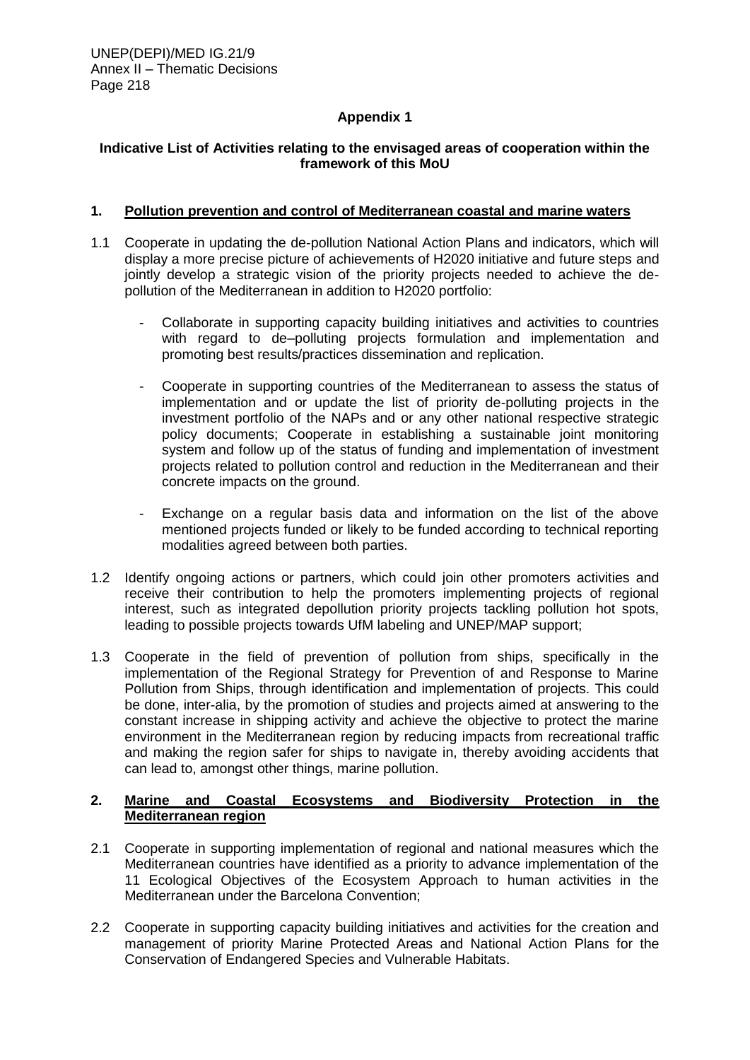## Appendix 1

### Indicative List of Activities relating to the envisaged areas of cooperation within the framework of this MoU

### 1. Pollution prevention and control of Mediterranean coastal and marine waters

1.1 Cooperate in updating the de-pollution National Action Plans and indicators, which will display a more precise picture of achievements of H2020 initiative and future steps and jointly develop a strategic vision of the priority projects needed to achieve the de-pollution of the Mediterranean in addition to H2020 portfolio:

- Collaborate in supporting capacity building initiatives and activities to countries with regard to de–polluting projects formulation and implementation and promoting best results/practices dissemination and replication.

- Cooperate in supporting countries of the Mediterranean to assess the status of implementation and or update the list of priority de-polluting projects in the investment portfolio of the NAPs and or any other national respective strategic policy documents; Cooperate in establishing a sustainable joint monitoring system and follow up of the status of funding and implementation of investment projects related to pollution control and reduction in the Mediterranean and their concrete impacts on the ground.

- Exchange on a regular basis data and information on the list of the above mentioned projects funded or likely to be funded according to technical reporting modalities agreed between both parties.

1.2 Identify ongoing actions or partners, which could join other promoters activities and receive their contribution to help the promoters implementing projects of regional interest, such as integrated depollution priority projects tackling pollution hot spots, leading to possible projects towards UfM labeling and UNEP/MAP support;

1.3 Cooperate in the field of prevention of pollution from ships, specifically in the implementation of the Regional Strategy for Prevention of and Response to Marine Pollution from Ships, through identification and implementation of projects. This could be done, inter-alia, by the promotion of studies and projects aimed at answering to the constant increase in shipping activity and achieve the objective to protect the marine environment in the Mediterranean region by reducing impacts from recreational traffic and making the region safer for ships to navigate in, thereby avoiding accidents that can lead to, amongst other things, marine pollution.

### 2. Marine and Coastal Ecosystems and Biodiversity Protection in the Mediterranean region

2.1 Cooperate in supporting implementation of regional and national measures which the Mediterranean countries have identified as a priority to advance implementation of the 11 Ecological Objectives of the Ecosystem Approach to human activities in the Mediterranean under the Barcelona Convention;

2.2 Cooperate in supporting capacity building initiatives and activities for the creation and management of priority Marine Protected Areas and National Action Plans for the Conservation of Endangered Species and Vulnerable Habitats.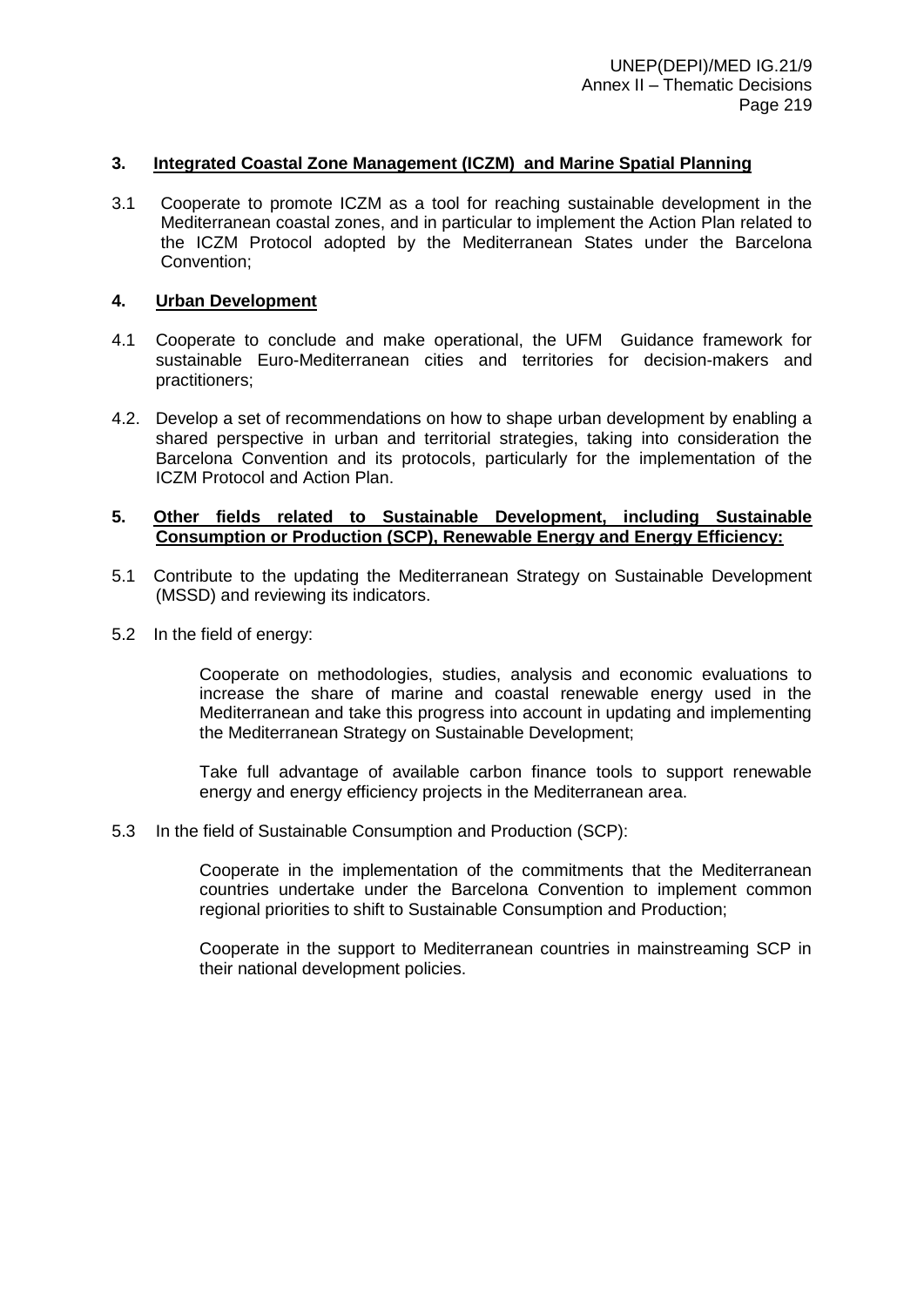### 3. Integrated Coastal Zone Management (ICZM) and Marine Spatial Planning

3.1 Cooperate to promote ICZM as a tool for reaching sustainable development in the Mediterranean coastal zones, and in particular to implement the Action Plan related to the ICZM Protocol adopted by the Mediterranean States under the Barcelona Convention;

### 4. Urban Development

4.1 Cooperate to conclude and make operational, the UFM Guidance framework for sustainable Euro-Mediterranean cities and territories for decision-makers and practitioners;

4.2. Develop a set of recommendations on how to shape urban development by enabling a shared perspective in urban and territorial strategies, taking into consideration the Barcelona Convention and its protocols, particularly for the implementation of the ICZM Protocol and Action Plan.

### 5. Other fields related to Sustainable Development, including Sustainable Consumption or Production (SCP), Renewable Energy and Energy Efficiency:

5.1 Contribute to the updating the Mediterranean Strategy on Sustainable Development (MSSD) and reviewing its indicators.

5.2 In the field of energy:

Cooperate on methodologies, studies, analysis and economic evaluations to increase the share of marine and coastal renewable energy used in the Mediterranean and take this progress into account in updating and implementing the Mediterranean Strategy on Sustainable Development;

Take full advantage of available carbon finance tools to support renewable energy and energy efficiency projects in the Mediterranean area.

5.3 In the field of Sustainable Consumption and Production (SCP):

Cooperate in the implementation of the commitments that the Mediterranean countries undertake under the Barcelona Convention to implement common regional priorities to shift to Sustainable Consumption and Production;

Cooperate in the support to Mediterranean countries in mainstreaming SCP in their national development policies.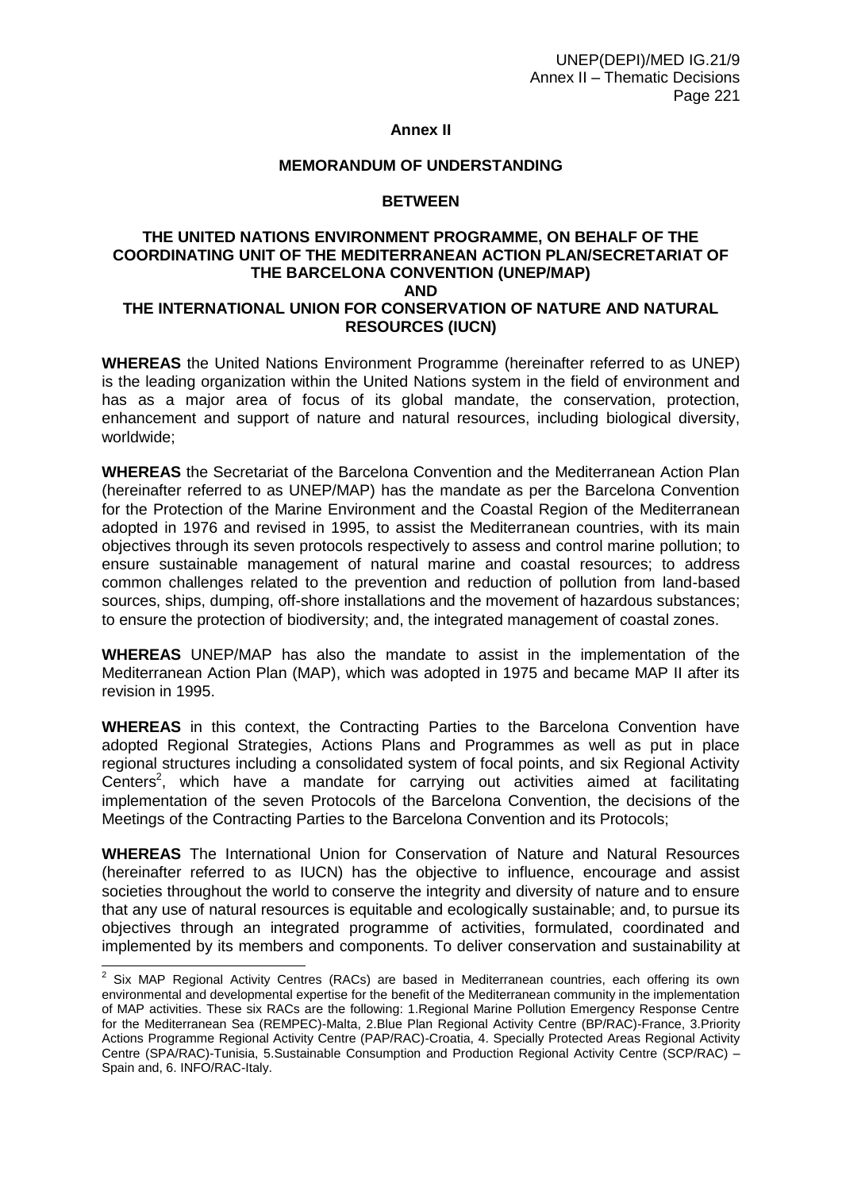**Annex II**

**MEMORANDUM OF UNDERSTANDING**

**BETWEEN**

**THE UNITED NATIONS ENVIRONMENT PROGRAMME, ON BEHALF OF THE COORDINATING UNIT OF THE MEDITERRANEAN ACTION PLAN/SECRETARIAT OF THE BARCELONA CONVENTION (UNEP/MAP)**
**AND**
**THE INTERNATIONAL UNION FOR CONSERVATION OF NATURE AND NATURAL RESOURCES (IUCN)**

**WHEREAS** the United Nations Environment Programme (hereinafter referred to as UNEP) is the leading organization within the United Nations system in the field of environment and has as a major area of focus of its global mandate, the conservation, protection, enhancement and support of nature and natural resources, including biological diversity, worldwide;

**WHEREAS** the Secretariat of the Barcelona Convention and the Mediterranean Action Plan (hereinafter referred to as UNEP/MAP) has the mandate as per the Barcelona Convention for the Protection of the Marine Environment and the Coastal Region of the Mediterranean adopted in 1976 and revised in 1995, to assist the Mediterranean countries, with its main objectives through its seven protocols respectively to assess and control marine pollution; to ensure sustainable management of natural marine and coastal resources; to address common challenges related to the prevention and reduction of pollution from land-based sources, ships, dumping, off-shore installations and the movement of hazardous substances; to ensure the protection of biodiversity; and, the integrated management of coastal zones.

**WHEREAS** UNEP/MAP has also the mandate to assist in the implementation of the Mediterranean Action Plan (MAP), which was adopted in 1975 and became MAP II after its revision in 1995.

**WHEREAS** in this context, the Contracting Parties to the Barcelona Convention have adopted Regional Strategies, Actions Plans and Programmes as well as put in place regional structures including a consolidated system of focal points, and six Regional Activity Centers[2], which have a mandate for carrying out activities aimed at facilitating implementation of the seven Protocols of the Barcelona Convention, the decisions of the Meetings of the Contracting Parties to the Barcelona Convention and its Protocols;

**WHEREAS** The International Union for Conservation of Nature and Natural Resources (hereinafter referred to as IUCN) has the objective to influence, encourage and assist societies throughout the world to conserve the integrity and diversity of nature and to ensure that any use of natural resources is equitable and ecologically sustainable; and, to pursue its objectives through an integrated programme of activities, formulated, coordinated and implemented by its members and components. To deliver conservation and sustainability at

---

[2] Six MAP Regional Activity Centres (RACs) are based in Mediterranean countries, each offering its own environmental and developmental expertise for the benefit of the Mediterranean community in the implementation of MAP activities. These six RACs are the following: 1.Regional Marine Pollution Emergency Response Centre for the Mediterranean Sea (REMPEC)-Malta, 2.Blue Plan Regional Activity Centre (BP/RAC)-France, 3.Priority Actions Programme Regional Activity Centre (PAP/RAC)-Croatia, 4. Specially Protected Areas Regional Activity Centre (SPA/RAC)-Tunisia, 5.Sustainable Consumption and Production Regional Activity Centre (SCP/RAC) – Spain and, 6. INFO/RAC-Italy.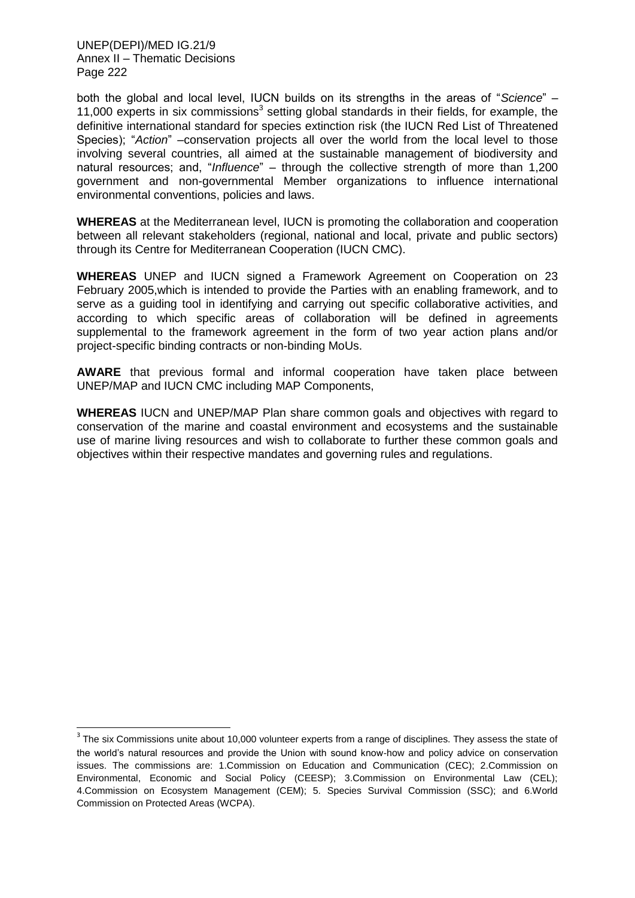both the global and local level, IUCN builds on its strengths in the areas of "*Science*" – 11,000 experts in six commissions[3] setting global standards in their fields, for example, the definitive international standard for species extinction risk (the IUCN Red List of Threatened Species); "*Action*" –conservation projects all over the world from the local level to those involving several countries, all aimed at the sustainable management of biodiversity and natural resources; and, "*Influence*" – through the collective strength of more than 1,200 government and non-governmental Member organizations to influence international environmental conventions, policies and laws.

**WHEREAS** at the Mediterranean level, IUCN is promoting the collaboration and cooperation between all relevant stakeholders (regional, national and local, private and public sectors) through its Centre for Mediterranean Cooperation (IUCN CMC).

**WHEREAS** UNEP and IUCN signed a Framework Agreement on Cooperation on 23 February 2005,which is intended to provide the Parties with an enabling framework, and to serve as a guiding tool in identifying and carrying out specific collaborative activities, and according to which specific areas of collaboration will be defined in agreements supplemental to the framework agreement in the form of two year action plans and/or project-specific binding contracts or non-binding MoUs.

**AWARE** that previous formal and informal cooperation have taken place between UNEP/MAP and IUCN CMC including MAP Components,

**WHEREAS** IUCN and UNEP/MAP Plan share common goals and objectives with regard to conservation of the marine and coastal environment and ecosystems and the sustainable use of marine living resources and wish to collaborate to further these common goals and objectives within their respective mandates and governing rules and regulations.

---

[3] The six Commissions unite about 10,000 volunteer experts from a range of disciplines. They assess the state of the world's natural resources and provide the Union with sound know-how and policy advice on conservation issues. The commissions are: 1.Commission on Education and Communication (CEC); 2.Commission on Environmental, Economic and Social Policy (CEESP); 3.Commission on Environmental Law (CEL); 4.Commission on Ecosystem Management (CEM); 5. Species Survival Commission (SSC); and 6.World Commission on Protected Areas (WCPA).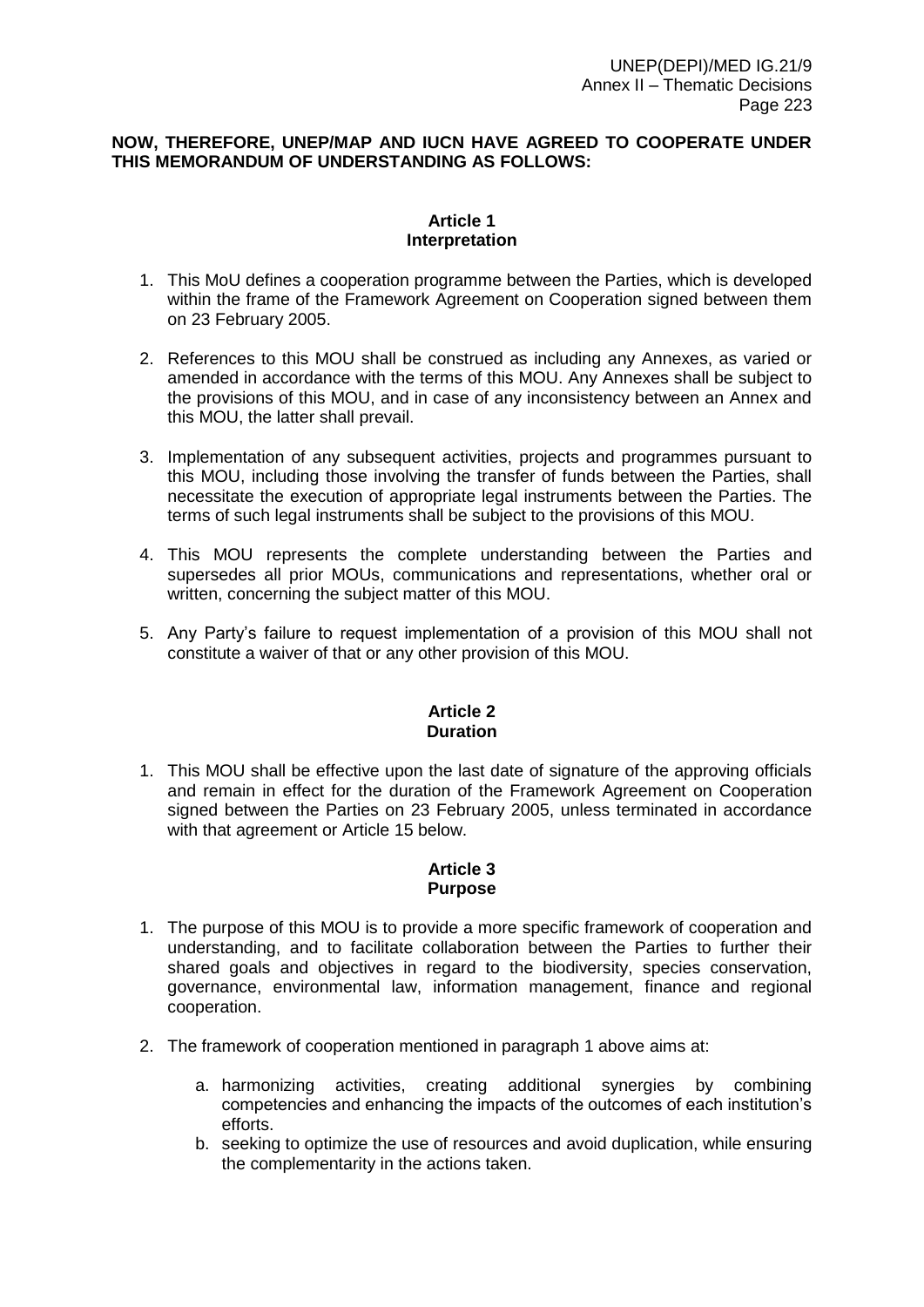**NOW, THEREFORE, UNEP/MAP AND IUCN HAVE AGREED TO COOPERATE UNDER THIS MEMORANDUM OF UNDERSTANDING AS FOLLOWS:**

**Article 1**
**Interpretation**

1. This MoU defines a cooperation programme between the Parties, which is developed within the frame of the Framework Agreement on Cooperation signed between them on 23 February 2005.

2. References to this MOU shall be construed as including any Annexes, as varied or amended in accordance with the terms of this MOU. Any Annexes shall be subject to the provisions of this MOU, and in case of any inconsistency between an Annex and this MOU, the latter shall prevail.

3. Implementation of any subsequent activities, projects and programmes pursuant to this MOU, including those involving the transfer of funds between the Parties, shall necessitate the execution of appropriate legal instruments between the Parties. The terms of such legal instruments shall be subject to the provisions of this MOU.

4. This MOU represents the complete understanding between the Parties and supersedes all prior MOUs, communications and representations, whether oral or written, concerning the subject matter of this MOU.

5. Any Party's failure to request implementation of a provision of this MOU shall not constitute a waiver of that or any other provision of this MOU.

**Article 2**
**Duration**

1. This MOU shall be effective upon the last date of signature of the approving officials and remain in effect for the duration of the Framework Agreement on Cooperation signed between the Parties on 23 February 2005, unless terminated in accordance with that agreement or Article 15 below.

**Article 3**
**Purpose**

1. The purpose of this MOU is to provide a more specific framework of cooperation and understanding, and to facilitate collaboration between the Parties to further their shared goals and objectives in regard to the biodiversity, species conservation, governance, environmental law, information management, finance and regional cooperation.

2. The framework of cooperation mentioned in paragraph 1 above aims at:

    a. harmonizing activities, creating additional synergies by combining competencies and enhancing the impacts of the outcomes of each institution's efforts.
    b. seeking to optimize the use of resources and avoid duplication, while ensuring the complementarity in the actions taken.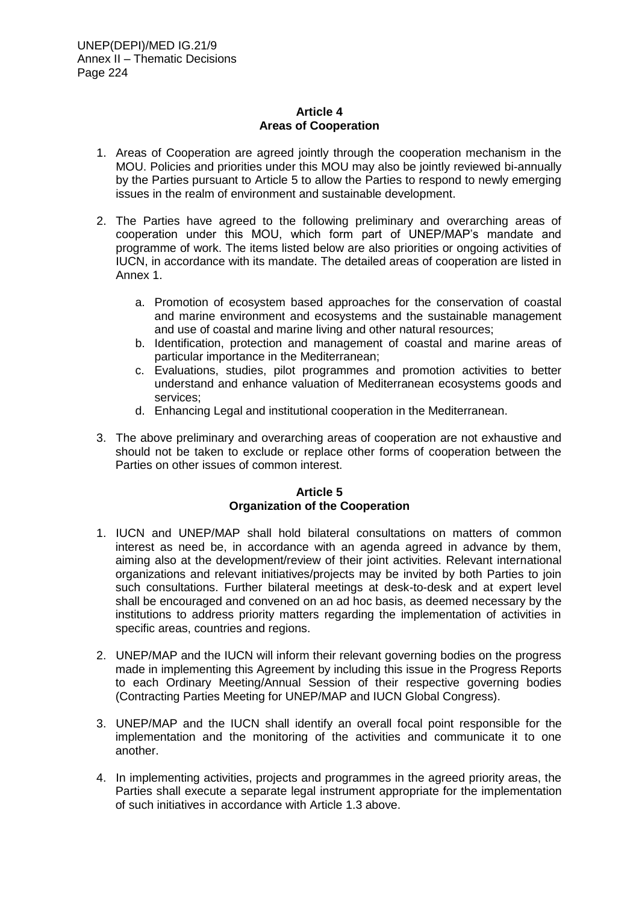**Article 4**
**Areas of Cooperation**

1. Areas of Cooperation are agreed jointly through the cooperation mechanism in the MOU. Policies and priorities under this MOU may also be jointly reviewed bi-annually by the Parties pursuant to Article 5 to allow the Parties to respond to newly emerging issues in the realm of environment and sustainable development.

2. The Parties have agreed to the following preliminary and overarching areas of cooperation under this MOU, which form part of UNEP/MAP's mandate and programme of work. The items listed below are also priorities or ongoing activities of IUCN, in accordance with its mandate. The detailed areas of cooperation are listed in Annex 1.

   a. Promotion of ecosystem based approaches for the conservation of coastal and marine environment and ecosystems and the sustainable management and use of coastal and marine living and other natural resources;
   b. Identification, protection and management of coastal and marine areas of particular importance in the Mediterranean;
   c. Evaluations, studies, pilot programmes and promotion activities to better understand and enhance valuation of Mediterranean ecosystems goods and services;
   d. Enhancing Legal and institutional cooperation in the Mediterranean.

3. The above preliminary and overarching areas of cooperation are not exhaustive and should not be taken to exclude or replace other forms of cooperation between the Parties on other issues of common interest.

**Article 5**
**Organization of the Cooperation**

1. IUCN and UNEP/MAP shall hold bilateral consultations on matters of common interest as need be, in accordance with an agenda agreed in advance by them, aiming also at the development/review of their joint activities. Relevant international organizations and relevant initiatives/projects may be invited by both Parties to join such consultations. Further bilateral meetings at desk-to-desk and at expert level shall be encouraged and convened on an ad hoc basis, as deemed necessary by the institutions to address priority matters regarding the implementation of activities in specific areas, countries and regions.

2. UNEP/MAP and the IUCN will inform their relevant governing bodies on the progress made in implementing this Agreement by including this issue in the Progress Reports to each Ordinary Meeting/Annual Session of their respective governing bodies (Contracting Parties Meeting for UNEP/MAP and IUCN Global Congress).

3. UNEP/MAP and the IUCN shall identify an overall focal point responsible for the implementation and the monitoring of the activities and communicate it to one another.

4. In implementing activities, projects and programmes in the agreed priority areas, the Parties shall execute a separate legal instrument appropriate for the implementation of such initiatives in accordance with Article 1.3 above.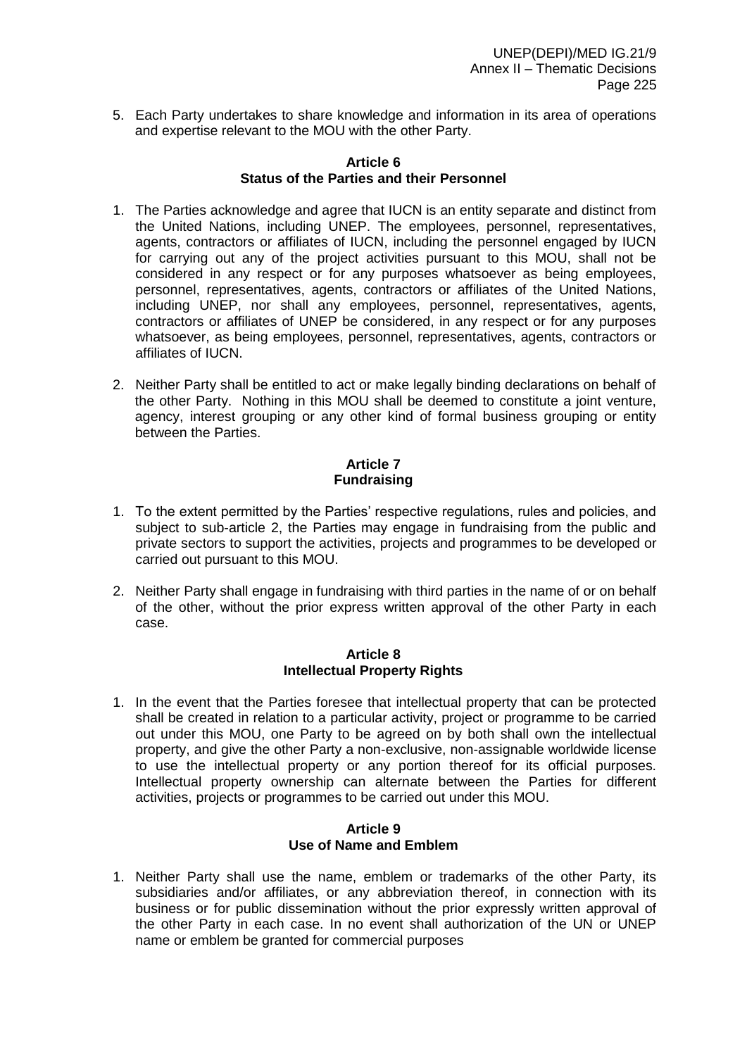5. Each Party undertakes to share knowledge and information in its area of operations and expertise relevant to the MOU with the other Party.

**Article 6**
**Status of the Parties and their Personnel**

1. The Parties acknowledge and agree that IUCN is an entity separate and distinct from the United Nations, including UNEP. The employees, personnel, representatives, agents, contractors or affiliates of IUCN, including the personnel engaged by IUCN for carrying out any of the project activities pursuant to this MOU, shall not be considered in any respect or for any purposes whatsoever as being employees, personnel, representatives, agents, contractors or affiliates of the United Nations, including UNEP, nor shall any employees, personnel, representatives, agents, contractors or affiliates of UNEP be considered, in any respect or for any purposes whatsoever, as being employees, personnel, representatives, agents, contractors or affiliates of IUCN.

2. Neither Party shall be entitled to act or make legally binding declarations on behalf of the other Party. Nothing in this MOU shall be deemed to constitute a joint venture, agency, interest grouping or any other kind of formal business grouping or entity between the Parties.

**Article 7**
**Fundraising**

1. To the extent permitted by the Parties' respective regulations, rules and policies, and subject to sub-article 2, the Parties may engage in fundraising from the public and private sectors to support the activities, projects and programmes to be developed or carried out pursuant to this MOU.

2. Neither Party shall engage in fundraising with third parties in the name of or on behalf of the other, without the prior express written approval of the other Party in each case.

**Article 8**
**Intellectual Property Rights**

1. In the event that the Parties foresee that intellectual property that can be protected shall be created in relation to a particular activity, project or programme to be carried out under this MOU, one Party to be agreed on by both shall own the intellectual property, and give the other Party a non-exclusive, non-assignable worldwide license to use the intellectual property or any portion thereof for its official purposes. Intellectual property ownership can alternate between the Parties for different activities, projects or programmes to be carried out under this MOU.

**Article 9**
**Use of Name and Emblem**

1. Neither Party shall use the name, emblem or trademarks of the other Party, its subsidiaries and/or affiliates, or any abbreviation thereof, in connection with its business or for public dissemination without the prior expressly written approval of the other Party in each case. In no event shall authorization of the UN or UNEP name or emblem be granted for commercial purposes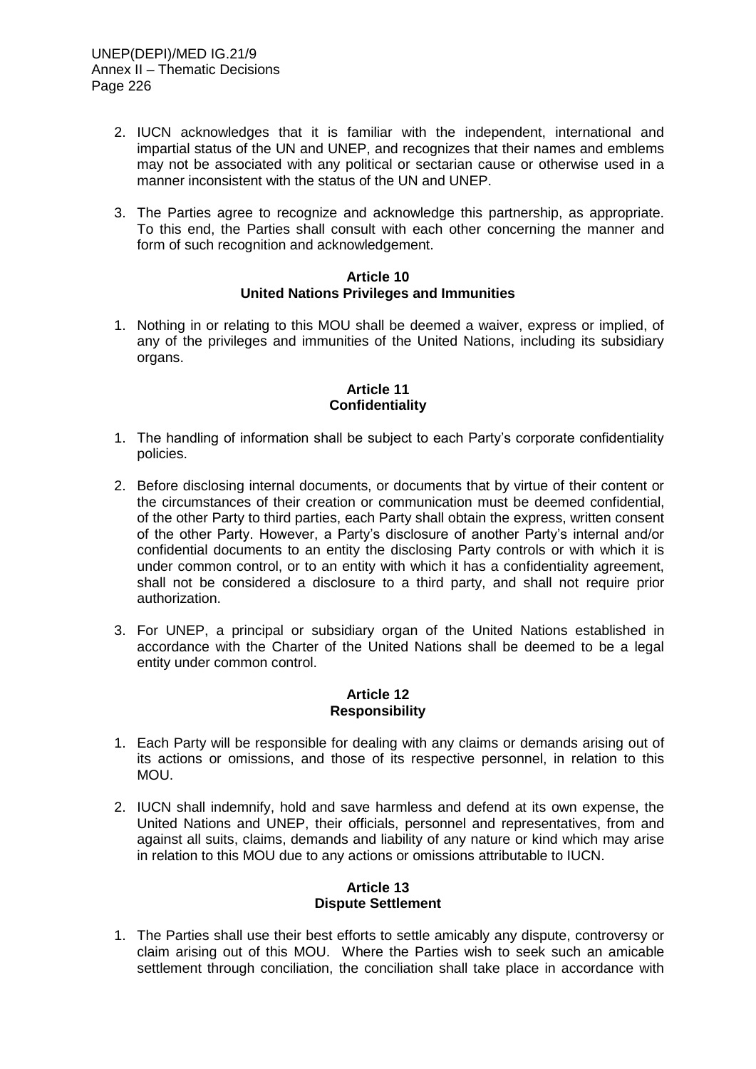2. IUCN acknowledges that it is familiar with the independent, international and impartial status of the UN and UNEP, and recognizes that their names and emblems may not be associated with any political or sectarian cause or otherwise used in a manner inconsistent with the status of the UN and UNEP.

3. The Parties agree to recognize and acknowledge this partnership, as appropriate. To this end, the Parties shall consult with each other concerning the manner and form of such recognition and acknowledgement.

**Article 10**
**United Nations Privileges and Immunities**

1. Nothing in or relating to this MOU shall be deemed a waiver, express or implied, of any of the privileges and immunities of the United Nations, including its subsidiary organs.

**Article 11**
**Confidentiality**

1. The handling of information shall be subject to each Party's corporate confidentiality policies.

2. Before disclosing internal documents, or documents that by virtue of their content or the circumstances of their creation or communication must be deemed confidential, of the other Party to third parties, each Party shall obtain the express, written consent of the other Party. However, a Party's disclosure of another Party's internal and/or confidential documents to an entity the disclosing Party controls or with which it is under common control, or to an entity with which it has a confidentiality agreement, shall not be considered a disclosure to a third party, and shall not require prior authorization.

3. For UNEP, a principal or subsidiary organ of the United Nations established in accordance with the Charter of the United Nations shall be deemed to be a legal entity under common control.

**Article 12**
**Responsibility**

1. Each Party will be responsible for dealing with any claims or demands arising out of its actions or omissions, and those of its respective personnel, in relation to this MOU.

2. IUCN shall indemnify, hold and save harmless and defend at its own expense, the United Nations and UNEP, their officials, personnel and representatives, from and against all suits, claims, demands and liability of any nature or kind which may arise in relation to this MOU due to any actions or omissions attributable to IUCN.

**Article 13**
**Dispute Settlement**

1. The Parties shall use their best efforts to settle amicably any dispute, controversy or claim arising out of this MOU. Where the Parties wish to seek such an amicable settlement through conciliation, the conciliation shall take place in accordance with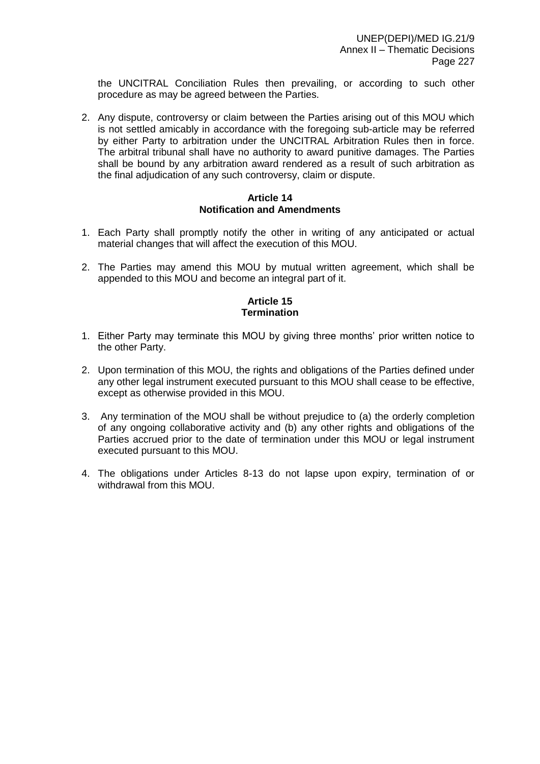the UNCITRAL Conciliation Rules then prevailing, or according to such other procedure as may be agreed between the Parties.

2. Any dispute, controversy or claim between the Parties arising out of this MOU which is not settled amicably in accordance with the foregoing sub-article may be referred by either Party to arbitration under the UNCITRAL Arbitration Rules then in force. The arbitral tribunal shall have no authority to award punitive damages. The Parties shall be bound by any arbitration award rendered as a result of such arbitration as the final adjudication of any such controversy, claim or dispute.

**Article 14**
**Notification and Amendments**

1. Each Party shall promptly notify the other in writing of any anticipated or actual material changes that will affect the execution of this MOU.

2. The Parties may amend this MOU by mutual written agreement, which shall be appended to this MOU and become an integral part of it.

**Article 15**
**Termination**

1. Either Party may terminate this MOU by giving three months' prior written notice to the other Party.

2. Upon termination of this MOU, the rights and obligations of the Parties defined under any other legal instrument executed pursuant to this MOU shall cease to be effective, except as otherwise provided in this MOU.

3. Any termination of the MOU shall be without prejudice to (a) the orderly completion of any ongoing collaborative activity and (b) any other rights and obligations of the Parties accrued prior to the date of termination under this MOU or legal instrument executed pursuant to this MOU.

4. The obligations under Articles 8-13 do not lapse upon expiry, termination of or withdrawal from this MOU.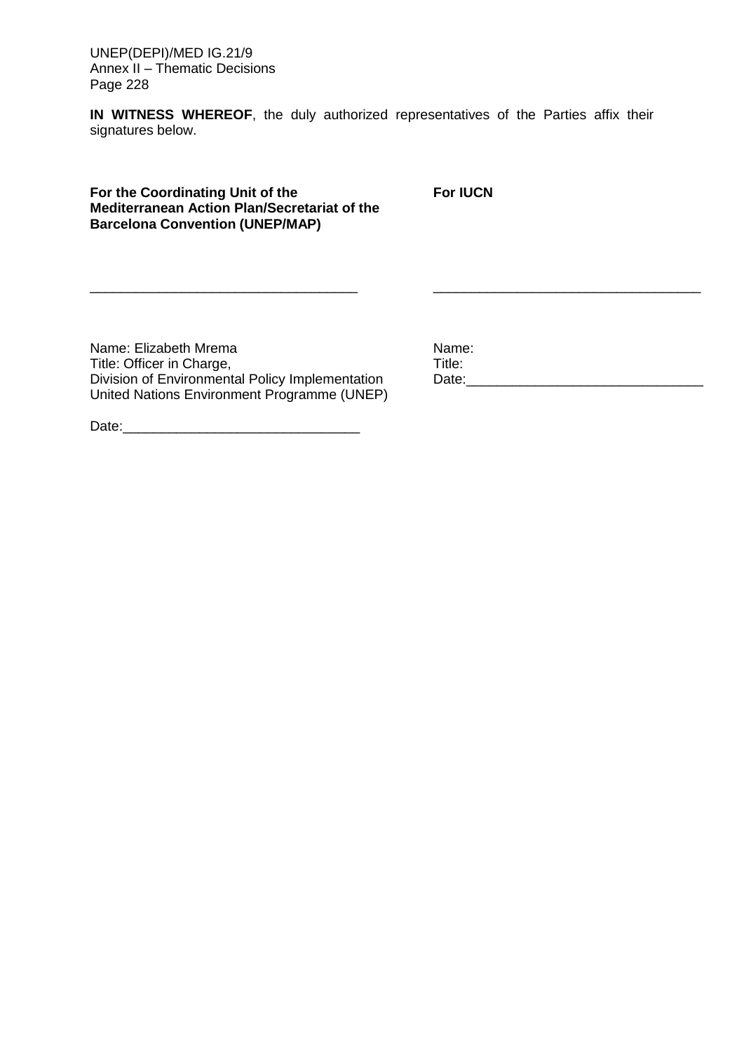**IN WITNESS WHEREOF**, the duly authorized representatives of the Parties affix their signatures below.

**For the Coordinating Unit of the Mediterranean Action Plan/Secretariat of the Barcelona Convention (UNEP/MAP)**

\_\_\_\_\_\_\_\_\_\_\_\_\_\_\_\_\_\_\_\_\_\_\_\_\_\_\_\_\_\_\_\_\_\_\_

Name: Elizabeth Mrema
Title: Officer in Charge,
Division of Environmental Policy Implementation
United Nations Environment Programme (UNEP)

Date:\_\_\_\_\_\_\_\_\_\_\_\_\_\_\_\_\_\_\_\_\_\_\_\_\_\_\_\_\_\_\_

**For IUCN**

\_\_\_\_\_\_\_\_\_\_\_\_\_\_\_\_\_\_\_\_\_\_\_\_\_\_\_\_\_\_\_\_\_\_\_

Name:
Title:
Date:\_\_\_\_\_\_\_\_\_\_\_\_\_\_\_\_\_\_\_\_\_\_\_\_\_\_\_\_\_\_\_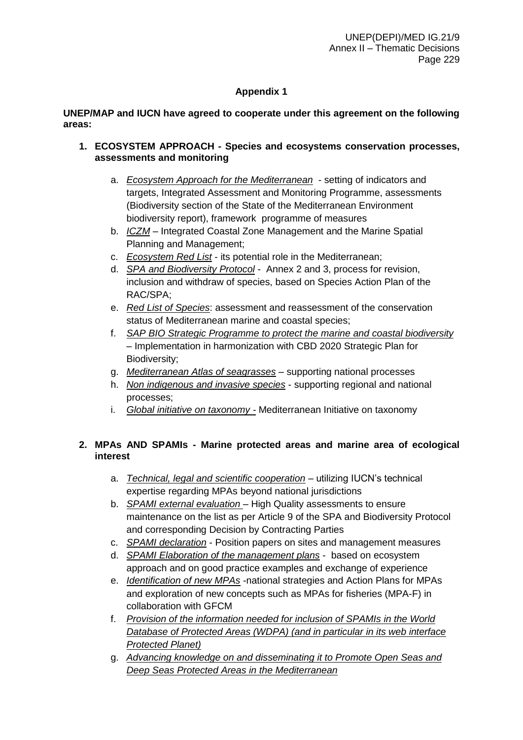## Appendix 1

**UNEP/MAP and IUCN have agreed to cooperate under this agreement on the following areas:**

1. **ECOSYSTEM APPROACH - Species and ecosystems conservation processes, assessments and monitoring**

   a. *Ecosystem Approach for the Mediterranean* - setting of indicators and targets, Integrated Assessment and Monitoring Programme, assessments (Biodiversity section of the State of the Mediterranean Environment biodiversity report), framework programme of measures
   b. *ICZM* – Integrated Coastal Zone Management and the Marine Spatial Planning and Management;
   c. *Ecosystem Red List* - its potential role in the Mediterranean;
   d. *SPA and Biodiversity Protocol* - Annex 2 and 3, process for revision, inclusion and withdraw of species, based on Species Action Plan of the RAC/SPA;
   e. *Red List of Species*: assessment and reassessment of the conservation status of Mediterranean marine and coastal species;
   f. *SAP BIO Strategic Programme to protect the marine and coastal biodiversity* – Implementation in harmonization with CBD 2020 Strategic Plan for Biodiversity;
   g. *Mediterranean Atlas of seagrasses* – supporting national processes
   h. *Non indigenous and invasive species* - supporting regional and national processes;
   i. *Global initiative on taxonomy -* Mediterranean Initiative on taxonomy

2. **MPAs AND SPAMIs - Marine protected areas and marine area of ecological interest**

   a. *Technical, legal and scientific cooperation* – utilizing IUCN's technical expertise regarding MPAs beyond national jurisdictions
   b. *SPAMI external evaluation* – High Quality assessments to ensure maintenance on the list as per Article 9 of the SPA and Biodiversity Protocol and corresponding Decision by Contracting Parties
   c. *SPAMI declaration* - Position papers on sites and management measures
   d. *SPAMI Elaboration of the management plans* - based on ecosystem approach and on good practice examples and exchange of experience
   e. *Identification of new MPAs* -national strategies and Action Plans for MPAs and exploration of new concepts such as MPAs for fisheries (MPA-F) in collaboration with GFCM
   f. *Provision of the information needed for inclusion of SPAMIs in the World Database of Protected Areas (WDPA) (and in particular in its web interface Protected Planet)*
   g. *Advancing knowledge on and disseminating it to Promote Open Seas and Deep Seas Protected Areas in the Mediterranean*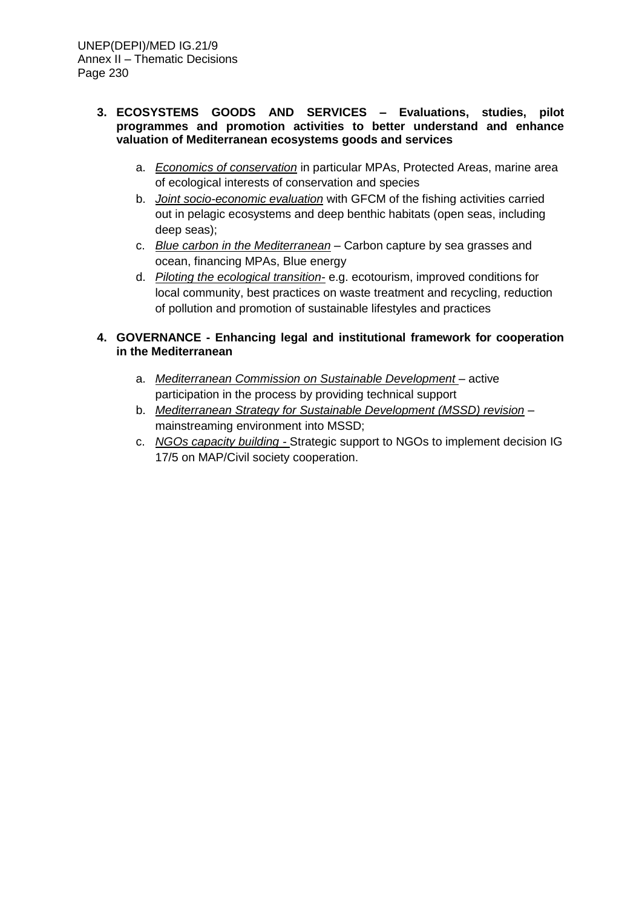3. **ECOSYSTEMS GOODS AND SERVICES – Evaluations, studies, pilot programmes and promotion activities to better understand and enhance valuation of Mediterranean ecosystems goods and services**

   a. *Economics of conservation* in particular MPAs, Protected Areas, marine area of ecological interests of conservation and species
   b. *Joint socio-economic evaluation* with GFCM of the fishing activities carried out in pelagic ecosystems and deep benthic habitats (open seas, including deep seas);
   c. *Blue carbon in the Mediterranean* – Carbon capture by sea grasses and ocean, financing MPAs, Blue energy
   d. *Piloting the ecological transition-* e.g. ecotourism, improved conditions for local community, best practices on waste treatment and recycling, reduction of pollution and promotion of sustainable lifestyles and practices

4. **GOVERNANCE - Enhancing legal and institutional framework for cooperation in the Mediterranean**

   a. *Mediterranean Commission on Sustainable Development* – active participation in the process by providing technical support
   b. *Mediterranean Strategy for Sustainable Development (MSSD) revision* – mainstreaming environment into MSSD;
   c. *NGOs capacity building* - Strategic support to NGOs to implement decision IG 17/5 on MAP/Civil society cooperation.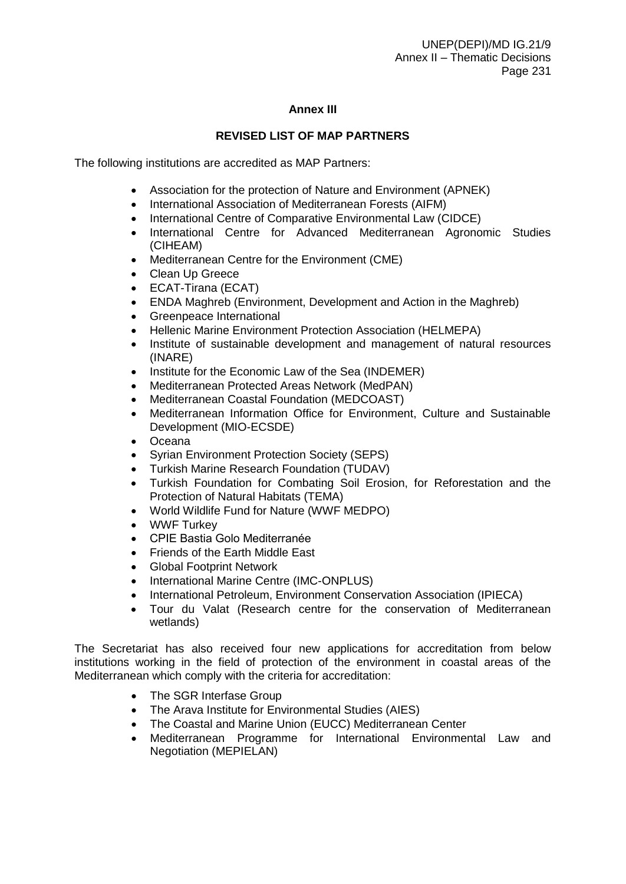**Annex III**

**REVISED LIST OF MAP PARTNERS**

The following institutions are accredited as MAP Partners:

- Association for the protection of Nature and Environment (APNEK)
- International Association of Mediterranean Forests (AIFM)
- International Centre of Comparative Environmental Law (CIDCE)
- International Centre for Advanced Mediterranean Agronomic Studies (CIHEAM)
- Mediterranean Centre for the Environment (CME)
- Clean Up Greece
- ECAT-Tirana (ECAT)
- ENDA Maghreb (Environment, Development and Action in the Maghreb)
- Greenpeace International
- Hellenic Marine Environment Protection Association (HELMEPA)
- Institute of sustainable development and management of natural resources (INARE)
- Institute for the Economic Law of the Sea (INDEMER)
- Mediterranean Protected Areas Network (MedPAN)
- Mediterranean Coastal Foundation (MEDCOAST)
- Mediterranean Information Office for Environment, Culture and Sustainable Development (MIO-ECSDE)
- Oceana
- Syrian Environment Protection Society (SEPS)
- Turkish Marine Research Foundation (TUDAV)
- Turkish Foundation for Combating Soil Erosion, for Reforestation and the Protection of Natural Habitats (TEMA)
- World Wildlife Fund for Nature (WWF MEDPO)
- WWF Turkey
- CPIE Bastia Golo Mediterranée
- Friends of the Earth Middle East
- Global Footprint Network
- International Marine Centre (IMC-ONPLUS)
- International Petroleum, Environment Conservation Association (IPIECA)
- Tour du Valat (Research centre for the conservation of Mediterranean wetlands)

The Secretariat has also received four new applications for accreditation from below institutions working in the field of protection of the environment in coastal areas of the Mediterranean which comply with the criteria for accreditation:

- The SGR Interfase Group
- The Arava Institute for Environmental Studies (AIES)
- The Coastal and Marine Union (EUCC) Mediterranean Center
- Mediterranean Programme for International Environmental Law and Negotiation (MEPIELAN)